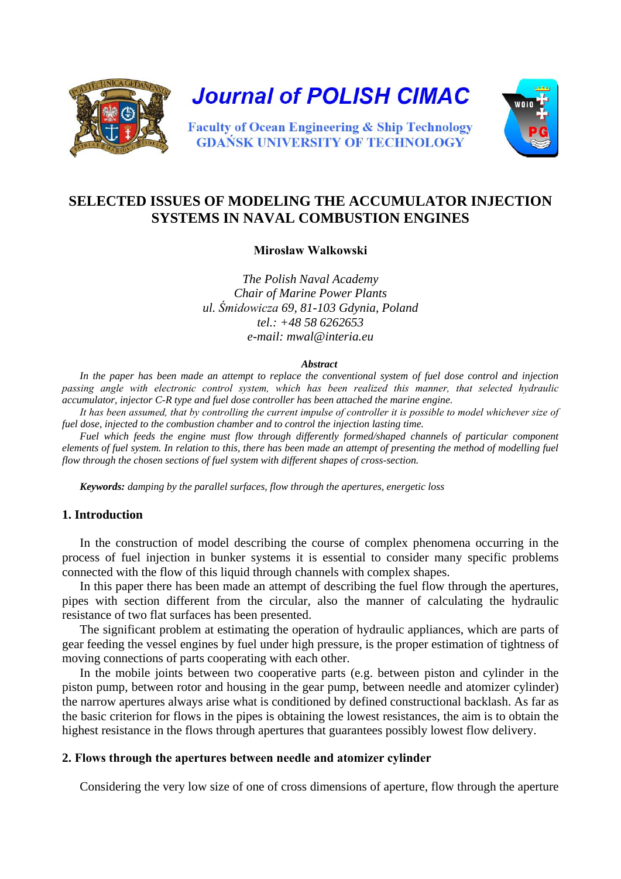# Journal of POLISH CIMAC

Faculty of Ocean Engineering & Ship Technology
GDAŃSK UNIVERSITY OF TECHNOLOGY

## SELECTED ISSUES OF MODELING THE ACCUMULATOR INJECTION SYSTEMS IN NAVAL COMBUSTION ENGINES

**Mirosław Walkowski**

*The Polish Naval Academy*
*Chair of Marine Power Plants*
*ul. Śmidowicza 69, 81-103 Gdynia, Poland*
*tel.: +48 58 6262653*
*e-mail: mwal@interia.eu*

***Abstract***

*In the paper has been made an attempt to replace the conventional system of fuel dose control and injection passing angle with electronic control system, which has been realized this manner, that selected hydraulic accumulator, injector C-R type and fuel dose controller has been attached the marine engine.*

*It has been assumed, that by controlling the current impulse of controller it is possible to model whichever size of fuel dose, injected to the combustion chamber and to control the injection lasting time.*

*Fuel which feeds the engine must flow through differently formed/shaped channels of particular component elements of fuel system. In relation to this, there has been made an attempt of presenting the method of modelling fuel flow through the chosen sections of fuel system with different shapes of cross-section.*

***Keywords:*** *damping by the parallel surfaces, flow through the apertures, energetic loss*

### 1. Introduction

In the construction of model describing the course of complex phenomena occurring in the process of fuel injection in bunker systems it is essential to consider many specific problems connected with the flow of this liquid through channels with complex shapes.

In this paper there has been made an attempt of describing the fuel flow through the apertures, pipes with section different from the circular, also the manner of calculating the hydraulic resistance of two flat surfaces has been presented.

The significant problem at estimating the operation of hydraulic appliances, which are parts of gear feeding the vessel engines by fuel under high pressure, is the proper estimation of tightness of moving connections of parts cooperating with each other.

In the mobile joints between two cooperative parts (e.g. between piston and cylinder in the piston pump, between rotor and housing in the gear pump, between needle and atomizer cylinder) the narrow apertures always arise what is conditioned by defined constructional backlash. As far as the basic criterion for flows in the pipes is obtaining the lowest resistances, the aim is to obtain the highest resistance in the flows through apertures that guarantees possibly lowest flow delivery.

### 2. Flows through the apertures between needle and atomizer cylinder

Considering the very low size of one of cross dimensions of aperture, flow through the aperture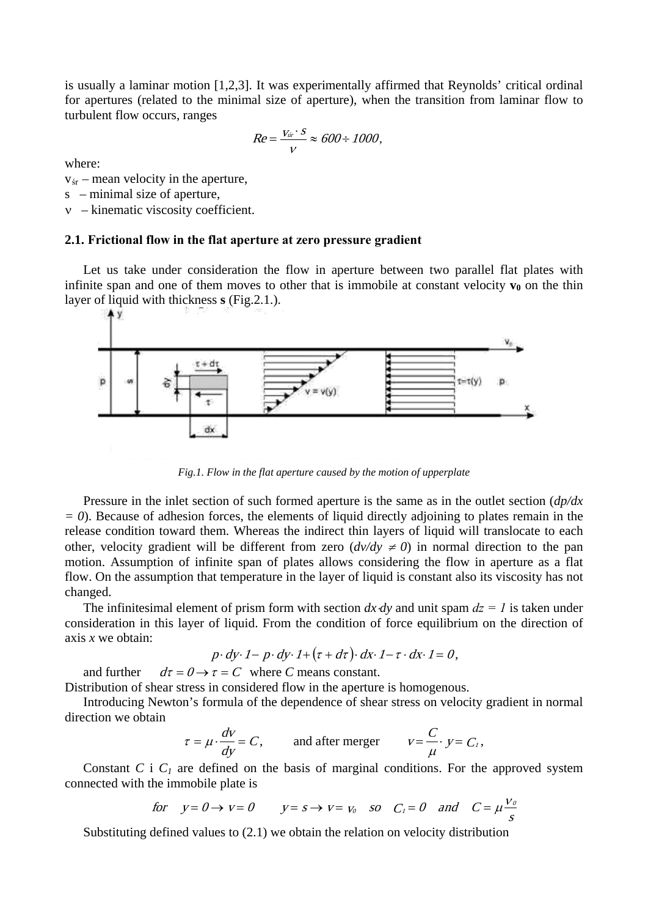is usually a laminar motion [1,2,3]. It was experimentally affirmed that Reynolds' critical ordinal for apertures (related to the minimal size of aperture), when the transition from laminar flow to turbulent flow occurs, ranges

$$Re = \frac{v_{śr} \cdot s}{\nu} \approx 600 \div 1000,$$

where:

$v_{śr}$ – mean velocity in the aperture,
s – minimal size of aperture,
ν – kinematic viscosity coefficient.

### 2.1. Frictional flow in the flat aperture at zero pressure gradient

Let us take under consideration the flow in aperture between two parallel flat plates with infinite span and one of them moves to other that is immobile at constant velocity $\mathbf{v_0}$ on the thin layer of liquid with thickness **s** (Fig.2.1.).

*Fig.1. Flow in the flat aperture caused by the motion of upperplate*

Pressure in the inlet section of such formed aperture is the same as in the outlet section ($dp/dx = 0$). Because of adhesion forces, the elements of liquid directly adjoining to plates remain in the release condition toward them. Whereas the indirect thin layers of liquid will translocate to each other, velocity gradient will be different from zero ($dv/dy \neq 0$) in normal direction to the pan motion. Assumption of infinite span of plates allows considering the flow in aperture as a flat flow. On the assumption that temperature in the layer of liquid is constant also its viscosity has not changed.

The infinitesimal element of prism form with section $dx{\cdot}dy$ and unit spam $dz = 1$ is taken under consideration in this layer of liquid. From the condition of force equilibrium on the direction of axis $x$ we obtain:

$$p \cdot dy \cdot 1 - p \cdot dy \cdot 1 + (\tau + d\tau) \cdot dx \cdot 1 - \tau \cdot dx \cdot 1 = 0,$$

and further $\quad d\tau = 0 \rightarrow \tau = C \quad$ where $C$ means constant.
Distribution of shear stress in considered flow in the aperture is homogenous.

Introducing Newton's formula of the dependence of shear stress on velocity gradient in normal direction we obtain

$$\tau = \mu \cdot \frac{dv}{dy} = C, \qquad \text{and after merger} \qquad v = \frac{C}{\mu} \cdot y = C_1,$$

Constant $C$ i $C_1$ are defined on the basis of marginal conditions. For the approved system connected with the immobile plate is

$$for \quad y = 0 \rightarrow v = 0 \qquad y = s \rightarrow v = v_0 \quad so \quad C_1 = 0 \quad and \quad C = \mu \frac{v_0}{s}$$

Substituting defined values to (2.1) we obtain the relation on velocity distribution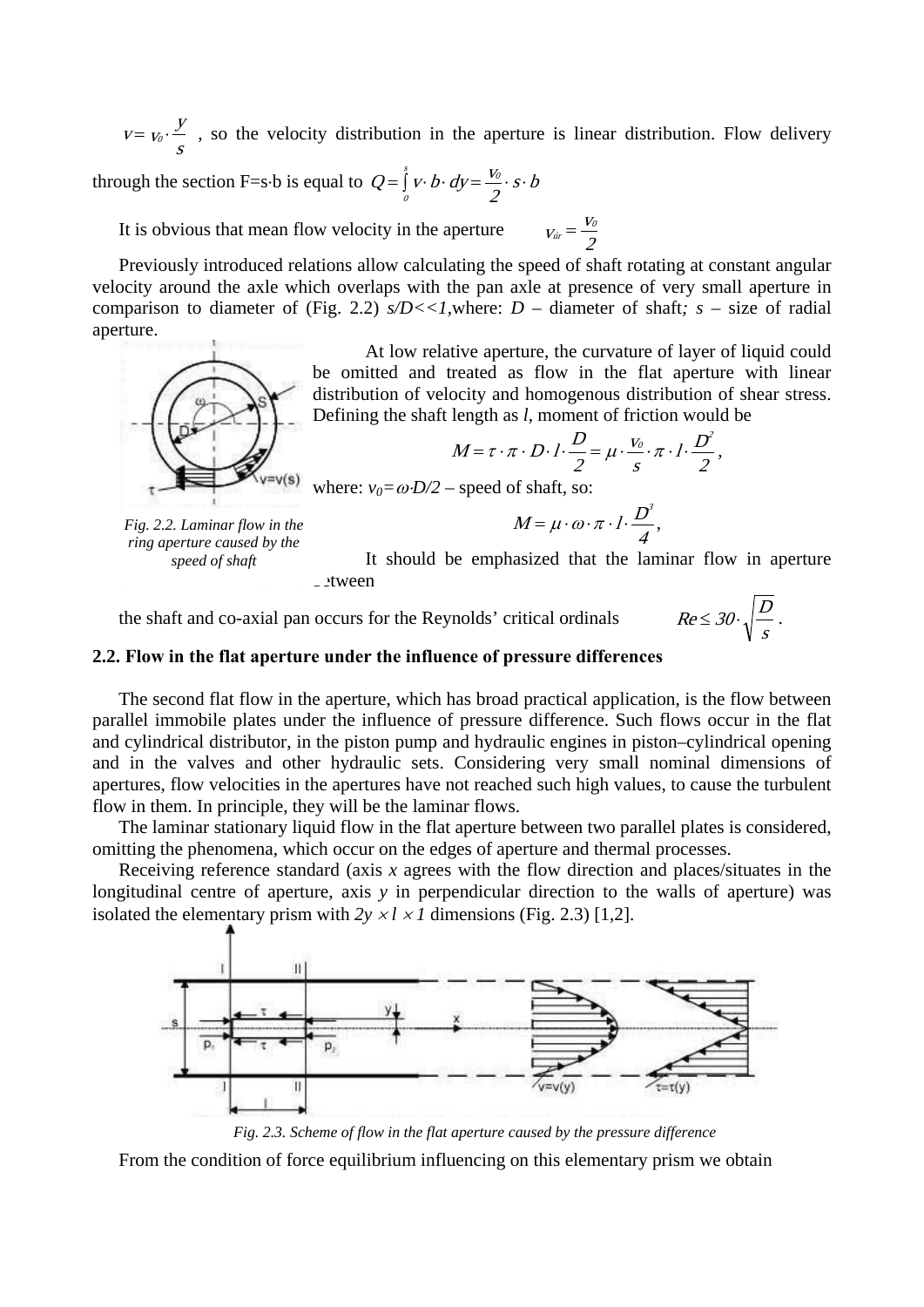$v = v_0 \cdot \frac{y}{s}$ , so the velocity distribution in the aperture is linear distribution. Flow delivery through the section F=s·b is equal to $Q = \int_0^s v \cdot b \cdot dy = \frac{v_0}{2} \cdot s \cdot b$

It is obvious that mean flow velocity in the aperture $v_{śr} = \frac{v_0}{2}$

Previously introduced relations allow calculating the speed of shaft rotating at constant angular velocity around the axle which overlaps with the pan axle at presence of very small aperture in comparison to diameter of (Fig. 2.2) *s/D<<1*,where: *D* – diameter of shaft*; s* – size of radial aperture.

At low relative aperture, the curvature of layer of liquid could be omitted and treated as flow in the flat aperture with linear distribution of velocity and homogenous distribution of shear stress. Defining the shaft length as *l*, moment of friction would be

$$M = \tau \cdot \pi \cdot D \cdot l \cdot \frac{D}{2} = \mu \cdot \frac{v_0}{s} \cdot \pi \cdot l \cdot \frac{D^2}{2},$$

where: $v_0 = \omega \cdot D/2$ – speed of shaft, so:

$$M = \mu \cdot \omega \cdot \pi \cdot l \cdot \frac{D^3}{4},$$

*Fig. 2.2. Laminar flow in the ring aperture caused by the speed of shaft*

It should be emphasized that the laminar flow in aperture between the shaft and co-axial pan occurs for the Reynolds' critical ordinals $Re \le 30 \cdot \sqrt{\frac{D}{s}}$ .

**2.2. Flow in the flat aperture under the influence of pressure differences**

The second flat flow in the aperture, which has broad practical application, is the flow between parallel immobile plates under the influence of pressure difference. Such flows occur in the flat and cylindrical distributor, in the piston pump and hydraulic engines in piston–cylindrical opening and in the valves and other hydraulic sets. Considering very small nominal dimensions of apertures, flow velocities in the apertures have not reached such high values, to cause the turbulent flow in them. In principle, they will be the laminar flows.

The laminar stationary liquid flow in the flat aperture between two parallel plates is considered, omitting the phenomena, which occur on the edges of aperture and thermal processes.

Receiving reference standard (axis *x* agrees with the flow direction and places/situates in the longitudinal centre of aperture, axis *y* in perpendicular direction to the walls of aperture) was isolated the elementary prism with $2y \times l \times 1$ dimensions (Fig. 2.3) [1,2].

*Fig. 2.3. Scheme of flow in the flat aperture caused by the pressure difference*

From the condition of force equilibrium influencing on this elementary prism we obtain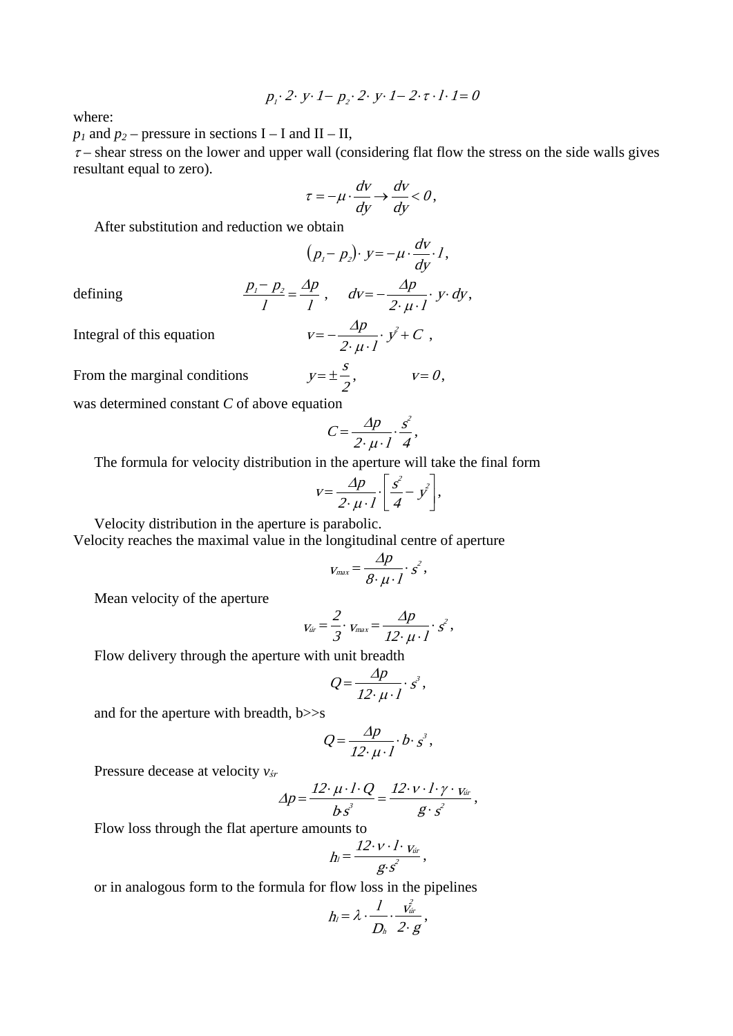$$p_1 \cdot 2 \cdot y \cdot 1 - p_2 \cdot 2 \cdot y \cdot 1 - 2 \cdot \tau \cdot l \cdot 1 = 0$$

where:

$p_1$ and $p_2$ – pressure in sections I – I and II – II,

$\tau$ – shear stress on the lower and upper wall (considering flat flow the stress on the side walls gives resultant equal to zero).

$$\tau = -\mu \cdot \frac{dv}{dy} \rightarrow \frac{dv}{dy} < 0,$$

After substitution and reduction we obtain

$$(p_1 - p_2) \cdot y = -\mu \cdot \frac{dv}{dy} \cdot l,$$

defining $\quad \frac{p_1 - p_2}{l} = \frac{\Delta p}{l}, \quad dv = -\frac{\Delta p}{2 \cdot \mu \cdot l} \cdot y \cdot dy,$

Integral of this equation $\quad v = -\frac{\Delta p}{2 \cdot \mu \cdot l} \cdot y^2 + C,$

From the marginal conditions $\quad y = \pm \frac{s}{2}, \quad v = 0,$

was determined constant $C$ of above equation

$$C = \frac{\Delta p}{2 \cdot \mu \cdot l} \cdot \frac{s^2}{4},$$

The formula for velocity distribution in the aperture will take the final form

$$v = \frac{\Delta p}{2 \cdot \mu \cdot l} \cdot \left[\frac{s^2}{4} - y^2\right],$$

Velocity distribution in the aperture is parabolic.

Velocity reaches the maximal value in the longitudinal centre of aperture

$$v_{max} = \frac{\Delta p}{8 \cdot \mu \cdot l} \cdot s^2,$$

Mean velocity of the aperture

$$v_{śr} = \frac{2}{3} \cdot v_{max} = \frac{\Delta p}{12 \cdot \mu \cdot l} \cdot s^2,$$

Flow delivery through the aperture with unit breadth

$$Q = \frac{\Delta p}{12 \cdot \mu \cdot l} \cdot s^3,$$

and for the aperture with breadth, b>>s

$$Q = \frac{\Delta p}{12 \cdot \mu \cdot l} \cdot b \cdot s^3,$$

Pressure decease at velocity $v_{śr}$

$$\Delta p = \frac{12 \cdot \mu \cdot l \cdot Q}{b \cdot s^3} = \frac{12 \cdot \nu \cdot l \cdot \gamma \cdot v_{śr}}{g \cdot s^2},$$

Flow loss through the flat aperture amounts to

$$h_l = \frac{12 \cdot \nu \cdot l \cdot v_{śr}}{g \cdot s^2},$$

or in analogous form to the formula for flow loss in the pipelines

$$h_l = \lambda \cdot \frac{l}{D_h} \cdot \frac{v_{śr}^2}{2 \cdot g},$$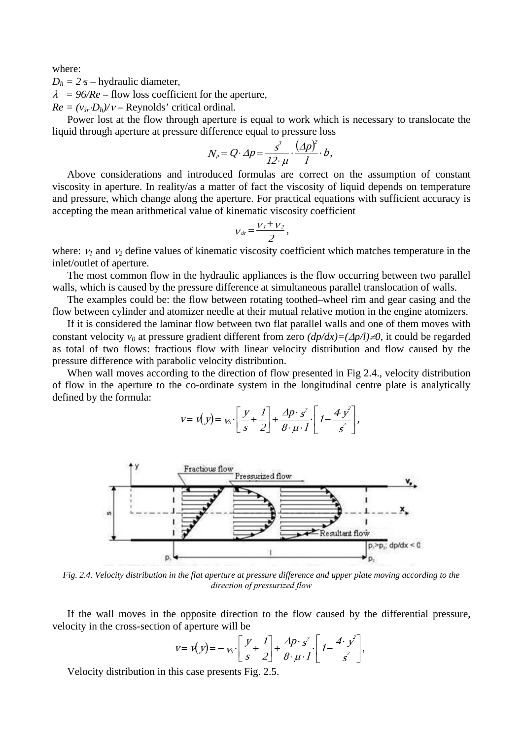where:

$D_h = 2 \cdot s$ – hydraulic diameter,

$\lambda = 96/Re$ – flow loss coefficient for the aperture,

$Re = (v_{śr} \cdot D_h)/\nu$ – Reynolds' critical ordinal.

Power lost at the flow through aperture is equal to work which is necessary to translocate the liquid through aperture at pressure difference equal to pressure loss

$$N_p = Q \cdot \Delta p = \frac{s^3}{12 \cdot \mu} \cdot \frac{(\Delta p)^2}{l} \cdot b,$$

Above considerations and introduced formulas are correct on the assumption of constant viscosity in aperture. In reality/as a matter of fact the viscosity of liquid depends on temperature and pressure, which change along the aperture. For practical equations with sufficient accuracy is accepting the mean arithmetical value of kinematic viscosity coefficient

$$\nu_{śr} = \frac{\nu_1 + \nu_2}{2},$$

where: $\nu_1$ and $\nu_2$ define values of kinematic viscosity coefficient which matches temperature in the inlet/outlet of aperture.

The most common flow in the hydraulic appliances is the flow occurring between two parallel walls, which is caused by the pressure difference at simultaneous parallel translocation of walls.

The examples could be: the flow between rotating toothed–wheel rim and gear casing and the flow between cylinder and atomizer needle at their mutual relative motion in the engine atomizers.

If it is considered the laminar flow between two flat parallel walls and one of them moves with constant velocity $v_0$ at pressure gradient different from zero $(dp/dx)=(\Delta p/l)\neq 0$, it could be regarded as total of two flows: fractious flow with linear velocity distribution and flow caused by the pressure difference with parabolic velocity distribution.

When wall moves according to the direction of flow presented in Fig 2.4., velocity distribution of flow in the aperture to the co-ordinate system in the longitudinal centre plate is analytically defined by the formula:

$$v = v(y) = v_0 \cdot \left[\frac{y}{s} + \frac{1}{2}\right] + \frac{\Delta p \cdot s^2}{8 \cdot \mu \cdot l} \cdot \left[1 - \frac{4 \cdot y^2}{s^2}\right],$$

*Fig. 2.4. Velocity distribution in the flat aperture at pressure difference and upper plate moving according to the direction of pressurized flow*

If the wall moves in the opposite direction to the flow caused by the differential pressure, velocity in the cross-section of aperture will be

$$v = v(y) = -v_0 \cdot \left[\frac{y}{s} + \frac{1}{2}\right] + \frac{\Delta p \cdot s^2}{8 \cdot \mu \cdot l} \cdot \left[1 - \frac{4 \cdot y^2}{s^2}\right],$$

Velocity distribution in this case presents Fig. 2.5.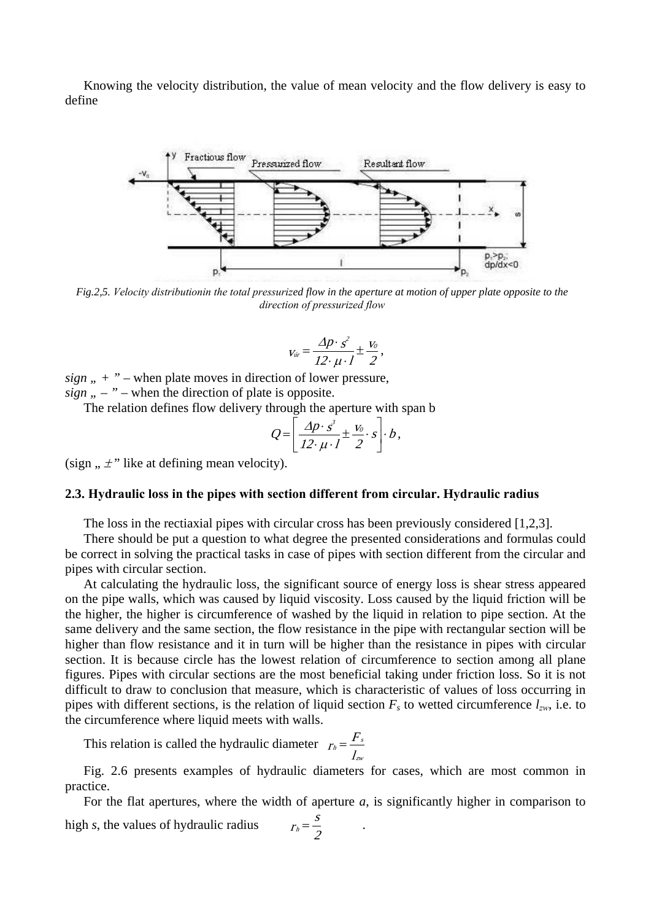Knowing the velocity distribution, the value of mean velocity and the flow delivery is easy to define

*Fig.2,5. Velocity distributionin the total pressurized flow in the aperture at motion of upper plate opposite to the direction of pressurized flow*

$$v_{śr} = \frac{\Delta p \cdot s^2}{12 \cdot \mu \cdot l} \pm \frac{v_0}{2},$$

*sign „ + ”* – when plate moves in direction of lower pressure,
*sign „ – ”* – when the direction of plate is opposite.

The relation defines flow delivery through the aperture with span b

$$Q = \left[ \frac{\Delta p \cdot s^3}{12 \cdot \mu \cdot l} \pm \frac{v_0}{2} \cdot s \right] \cdot b,$$

(sign „ $\pm$” like at defining mean velocity).

### 2.3. Hydraulic loss in the pipes with section different from circular. Hydraulic radius

The loss in the rectiaxial pipes with circular cross has been previously considered [1,2,3].

There should be put a question to what degree the presented considerations and formulas could be correct in solving the practical tasks in case of pipes with section different from the circular and pipes with circular section.

At calculating the hydraulic loss, the significant source of energy loss is shear stress appeared on the pipe walls, which was caused by liquid viscosity. Loss caused by the liquid friction will be the higher, the higher is circumference of washed by the liquid in relation to pipe section. At the same delivery and the same section, the flow resistance in the pipe with rectangular section will be higher than flow resistance and it in turn will be higher than the resistance in pipes with circular section. It is because circle has the lowest relation of circumference to section among all plane figures. Pipes with circular sections are the most beneficial taking under friction loss. So it is not difficult to draw to conclusion that measure, which is characteristic of values of loss occurring in pipes with different sections, is the relation of liquid section $F_s$ to wetted circumference $l_{zw}$, i.e. to the circumference where liquid meets with walls.

This relation is called the hydraulic diameter $r_h = \dfrac{F_s}{l_{zw}}$

Fig. 2.6 presents examples of hydraulic diameters for cases, which are most common in practice.

For the flat apertures, where the width of aperture *a*, is significantly higher in comparison to high *s*, the values of hydraulic radius $r_h = \dfrac{s}{2}$ .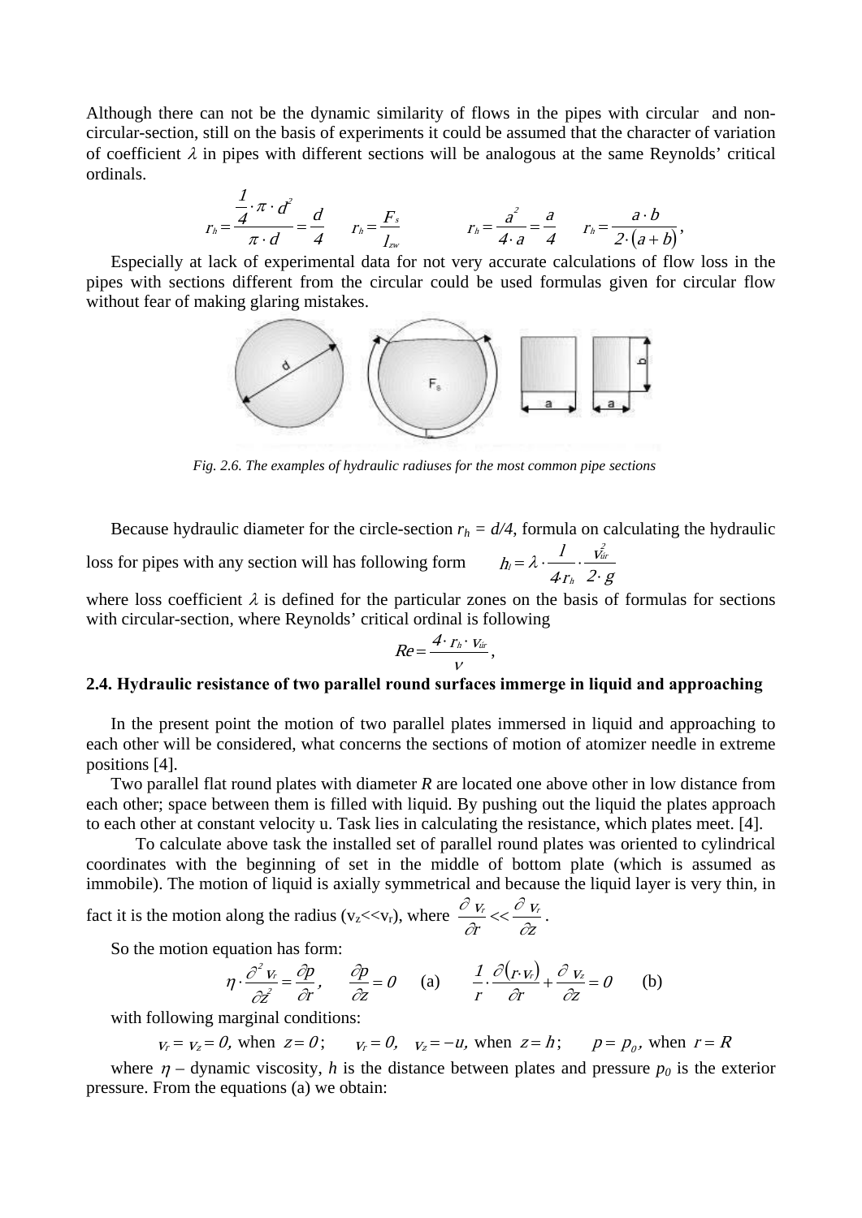Although there can not be the dynamic similarity of flows in the pipes with circular and non-circular-section, still on the basis of experiments it could be assumed that the character of variation of coefficient $\lambda$ in pipes with different sections will be analogous at the same Reynolds' critical ordinals.

$$r_h = \frac{\frac{1}{4}\cdot\pi\cdot d^2}{\pi\cdot d} = \frac{d}{4} \qquad r_h = \frac{F_s}{l_{zw}} \qquad r_h = \frac{a^2}{4\cdot a} = \frac{a}{4} \qquad r_h = \frac{a\cdot b}{2\cdot(a+b)},$$

Especially at lack of experimental data for not very accurate calculations of flow loss in the pipes with sections different from the circular could be used formulas given for circular flow without fear of making glaring mistakes.

*Fig. 2.6. The examples of hydraulic radiuses for the most common pipe sections*

Because hydraulic diameter for the circle-section $r_h = d/4$, formula on calculating the hydraulic loss for pipes with any section will has following form $h_l = \lambda\cdot\frac{1}{4\cdot r_h}\cdot\frac{v_{\acute{s}r}^2}{2\cdot g}$

where loss coefficient $\lambda$ is defined for the particular zones on the basis of formulas for sections with circular-section, where Reynolds' critical ordinal is following

$$Re = \frac{4\cdot r_h\cdot v_{\acute{s}r}}{\nu},$$

## 2.4. Hydraulic resistance of two parallel round surfaces immerge in liquid and approaching

In the present point the motion of two parallel plates immersed in liquid and approaching to each other will be considered, what concerns the sections of motion of atomizer needle in extreme positions [4].

Two parallel flat round plates with diameter *R* are located one above other in low distance from each other; space between them is filled with liquid. By pushing out the liquid the plates approach to each other at constant velocity u. Task lies in calculating the resistance, which plates meet. [4].

To calculate above task the installed set of parallel round plates was oriented to cylindrical coordinates with the beginning of set in the middle of bottom plate (which is assumed as immobile). The motion of liquid is axially symmetrical and because the liquid layer is very thin, in fact it is the motion along the radius ($v_z << v_r$), where $\frac{\partial v_r}{\partial r} << \frac{\partial v_r}{\partial z}$.

So the motion equation has form:

$$\eta\cdot\frac{\partial^2 v_r}{\partial z^2} = \frac{\partial p}{\partial r}, \qquad \frac{\partial p}{\partial z} = 0 \qquad \text{(a)} \qquad \frac{1}{r}\cdot\frac{\partial(r\cdot v_r)}{\partial r} + \frac{\partial v_z}{\partial z} = 0 \qquad \text{(b)}$$

with following marginal conditions:

$$v_r = v_z = 0, \text{ when } z = 0; \qquad v_r = 0, \quad v_z = -u, \text{ when } z = h; \qquad p = p_0, \text{ when } r = R$$

where $\eta$ – dynamic viscosity, *h* is the distance between plates and pressure $p_0$ is the exterior pressure. From the equations (a) we obtain: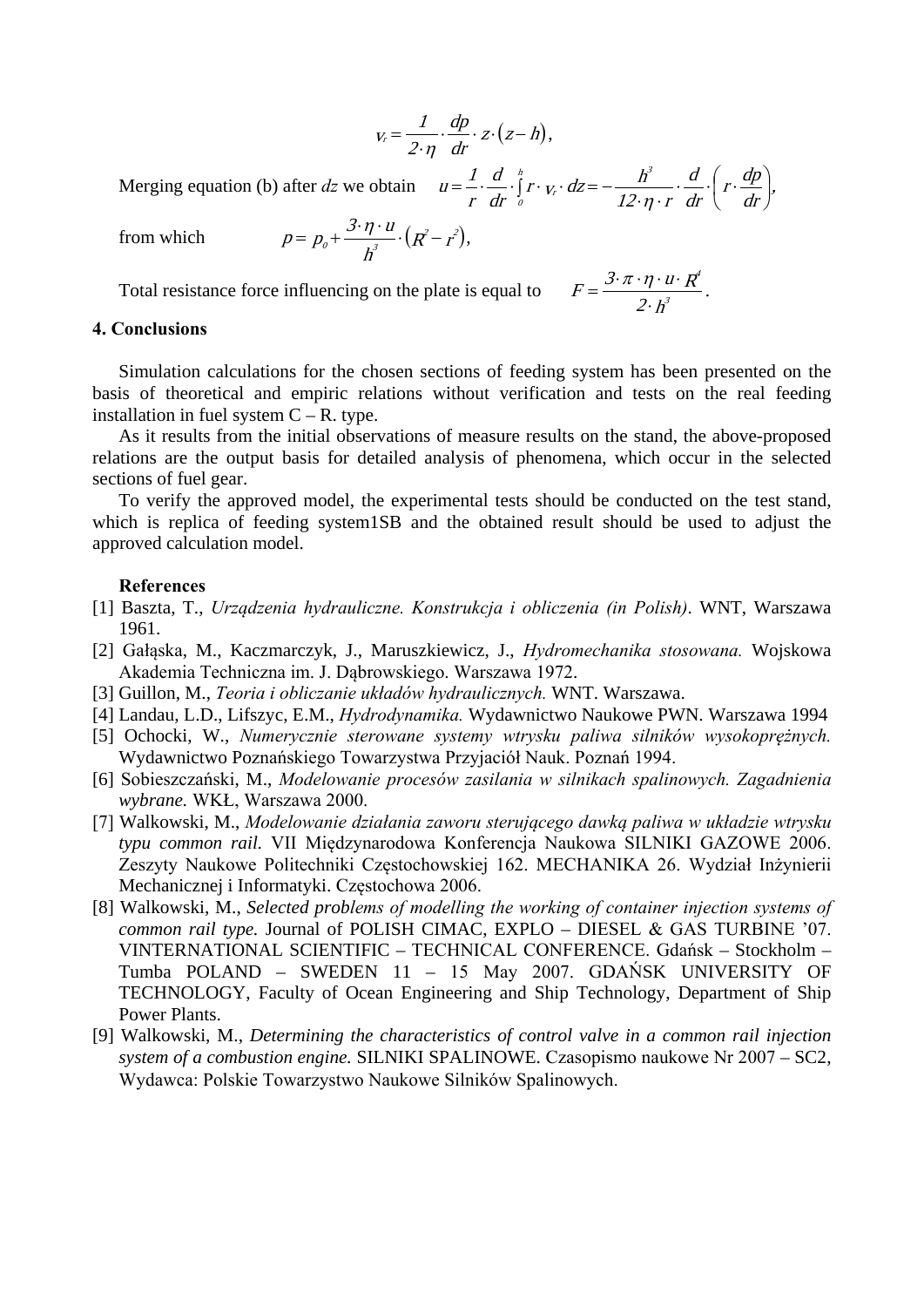$$v_r = \frac{1}{2 \cdot \eta} \cdot \frac{dp}{dr} \cdot z \cdot (z - h),$$

Merging equation (b) after $dz$ we obtain $u = \frac{1}{r} \cdot \frac{d}{dr} \cdot \int_0^h r \cdot v_r \cdot dz = -\frac{h^3}{12 \cdot \eta \cdot r} \cdot \frac{d}{dr} \cdot \left( r \cdot \frac{dp}{dr} \right),$

from which $p = p_0 + \frac{3 \cdot \eta \cdot u}{h^3} \cdot \left( R^2 - r^2 \right),$

Total resistance force influencing on the plate is equal to $F = \frac{3 \cdot \pi \cdot \eta \cdot u \cdot R^4}{2 \cdot h^3}.$

## 4. Conclusions

Simulation calculations for the chosen sections of feeding system has been presented on the basis of theoretical and empiric relations without verification and tests on the real feeding installation in fuel system C – R. type.

As it results from the initial observations of measure results on the stand, the above-proposed relations are the output basis for detailed analysis of phenomena, which occur in the selected sections of fuel gear.

To verify the approved model, the experimental tests should be conducted on the test stand, which is replica of feeding system1SB and the obtained result should be used to adjust the approved calculation model.

**References**

[1] Baszta, T., *Urządzenia hydrauliczne. Konstrukcja i obliczenia (in Polish)*. WNT, Warszawa 1961.

[2] Gałąska, M., Kaczmarczyk, J., Maruszkiewicz, J., *Hydromechanika stosowana.* Wojskowa Akademia Techniczna im. J. Dąbrowskiego. Warszawa 1972.

[3] Guillon, M., *Teoria i obliczanie układów hydraulicznych.* WNT. Warszawa.

[4] Landau, L.D., Lifszyc, E.M., *Hydrodynamika.* Wydawnictwo Naukowe PWN. Warszawa 1994

[5] Ochocki, W., *Numerycznie sterowane systemy wtrysku paliwa silników wysokoprężnych.* Wydawnictwo Poznańskiego Towarzystwa Przyjaciół Nauk. Poznań 1994.

[6] Sobieszczański, M., *Modelowanie procesów zasilania w silnikach spalinowych. Zagadnienia wybrane.* WKŁ, Warszawa 2000.

[7] Walkowski, M., *Modelowanie działania zaworu sterującego dawką paliwa w układzie wtrysku typu common rail.* VII Międzynarodowa Konferencja Naukowa SILNIKI GAZOWE 2006. Zeszyty Naukowe Politechniki Częstochowskiej 162. MECHANIKA 26. Wydział Inżynierii Mechanicznej i Informatyki. Częstochowa 2006.

[8] Walkowski, M., *Selected problems of modelling the working of container injection systems of common rail type.* Journal of POLISH CIMAC, EXPLO – DIESEL & GAS TURBINE '07. VINTERNATIONAL SCIENTIFIC – TECHNICAL CONFERENCE. Gdańsk – Stockholm – Tumba POLAND – SWEDEN 11 – 15 May 2007. GDAŃSK UNIVERSITY OF TECHNOLOGY, Faculty of Ocean Engineering and Ship Technology, Department of Ship Power Plants.

[9] Walkowski, M., *Determining the characteristics of control valve in a common rail injection system of a combustion engine.* SILNIKI SPALINOWE. Czasopismo naukowe Nr 2007 – SC2, Wydawca: Polskie Towarzystwo Naukowe Silników Spalinowych.